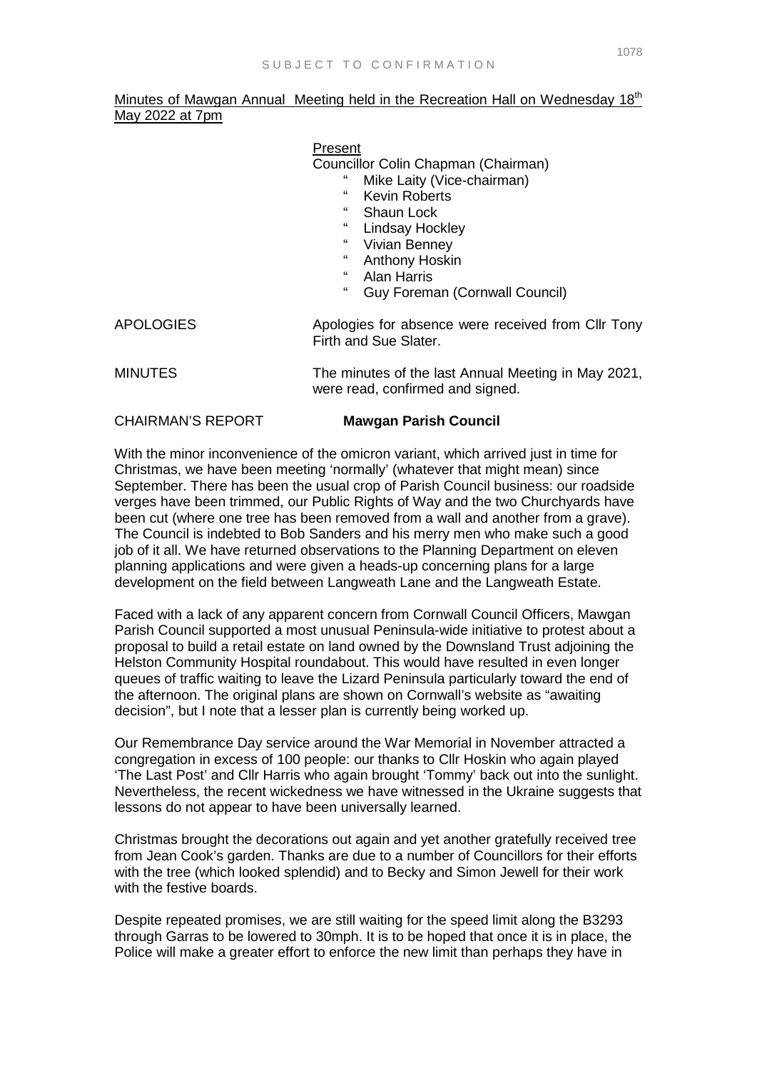SUBJECT TO CONFIRMATION

Minutes of Mawgan Annual Meeting held in the Recreation Hall on Wednesday 18th May 2022 at 7pm

**Present**

Councillor Colin Chapman (Chairman)
- " Mike Laity (Vice-chairman)
- " Kevin Roberts
- " Shaun Lock
- " Lindsay Hockley
- " Vivian Benney
- " Anthony Hoskin
- " Alan Harris
- " Guy Foreman (Cornwall Council)

APOLOGIES — Apologies for absence were received from Cllr Tony Firth and Sue Slater.

MINUTES — The minutes of the last Annual Meeting in May 2021, were read, confirmed and signed.

CHAIRMAN'S REPORT — **Mawgan Parish Council**

With the minor inconvenience of the omicron variant, which arrived just in time for Christmas, we have been meeting 'normally' (whatever that might mean) since September. There has been the usual crop of Parish Council business: our roadside verges have been trimmed, our Public Rights of Way and the two Churchyards have been cut (where one tree has been removed from a wall and another from a grave). The Council is indebted to Bob Sanders and his merry men who make such a good job of it all. We have returned observations to the Planning Department on eleven planning applications and were given a heads-up concerning plans for a large development on the field between Langweath Lane and the Langweath Estate.

Faced with a lack of any apparent concern from Cornwall Council Officers, Mawgan Parish Council supported a most unusual Peninsula-wide initiative to protest about a proposal to build a retail estate on land owned by the Downsland Trust adjoining the Helston Community Hospital roundabout. This would have resulted in even longer queues of traffic waiting to leave the Lizard Peninsula particularly toward the end of the afternoon. The original plans are shown on Cornwall's website as "awaiting decision", but I note that a lesser plan is currently being worked up.

Our Remembrance Day service around the War Memorial in November attracted a congregation in excess of 100 people: our thanks to Cllr Hoskin who again played 'The Last Post' and Cllr Harris who again brought 'Tommy' back out into the sunlight. Nevertheless, the recent wickedness we have witnessed in the Ukraine suggests that lessons do not appear to have been universally learned.

Christmas brought the decorations out again and yet another gratefully received tree from Jean Cook's garden. Thanks are due to a number of Councillors for their efforts with the tree (which looked splendid) and to Becky and Simon Jewell for their work with the festive boards.

Despite repeated promises, we are still waiting for the speed limit along the B3293 through Garras to be lowered to 30mph. It is to be hoped that once it is in place, the Police will make a greater effort to enforce the new limit than perhaps they have in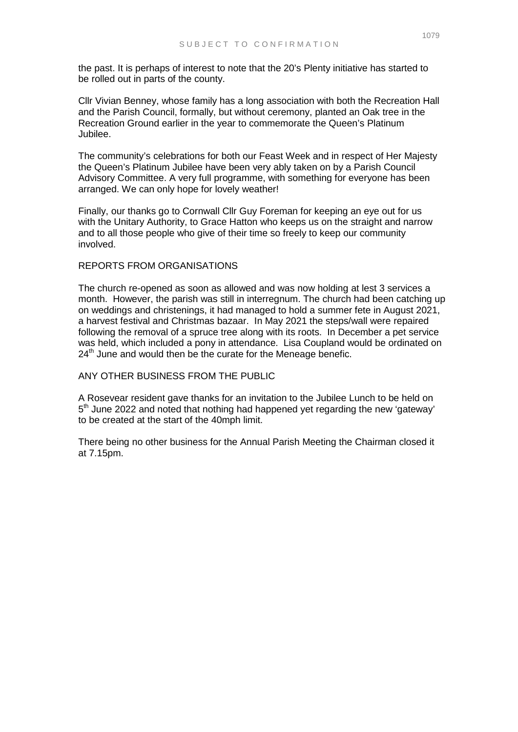the past. It is perhaps of interest to note that the 20's Plenty initiative has started to be rolled out in parts of the county.

Cllr Vivian Benney, whose family has a long association with both the Recreation Hall and the Parish Council, formally, but without ceremony, planted an Oak tree in the Recreation Ground earlier in the year to commemorate the Queen's Platinum Jubilee.

The community's celebrations for both our Feast Week and in respect of Her Majesty the Queen's Platinum Jubilee have been very ably taken on by a Parish Council Advisory Committee. A very full programme, with something for everyone has been arranged. We can only hope for lovely weather!

Finally, our thanks go to Cornwall Cllr Guy Foreman for keeping an eye out for us with the Unitary Authority, to Grace Hatton who keeps us on the straight and narrow and to all those people who give of their time so freely to keep our community involved.

## REPORTS FROM ORGANISATIONS

The church re-opened as soon as allowed and was now holding at lest 3 services a month. However, the parish was still in interregnum. The church had been catching up on weddings and christenings, it had managed to hold a summer fete in August 2021, a harvest festival and Christmas bazaar. In May 2021 the steps/wall were repaired following the removal of a spruce tree along with its roots. In December a pet service was held, which included a pony in attendance. Lisa Coupland would be ordinated on 24th June and would then be the curate for the Meneage benefic.

## ANY OTHER BUSINESS FROM THE PUBLIC

A Rosevear resident gave thanks for an invitation to the Jubilee Lunch to be held on 5th June 2022 and noted that nothing had happened yet regarding the new 'gateway' to be created at the start of the 40mph limit.

There being no other business for the Annual Parish Meeting the Chairman closed it at 7.15pm.